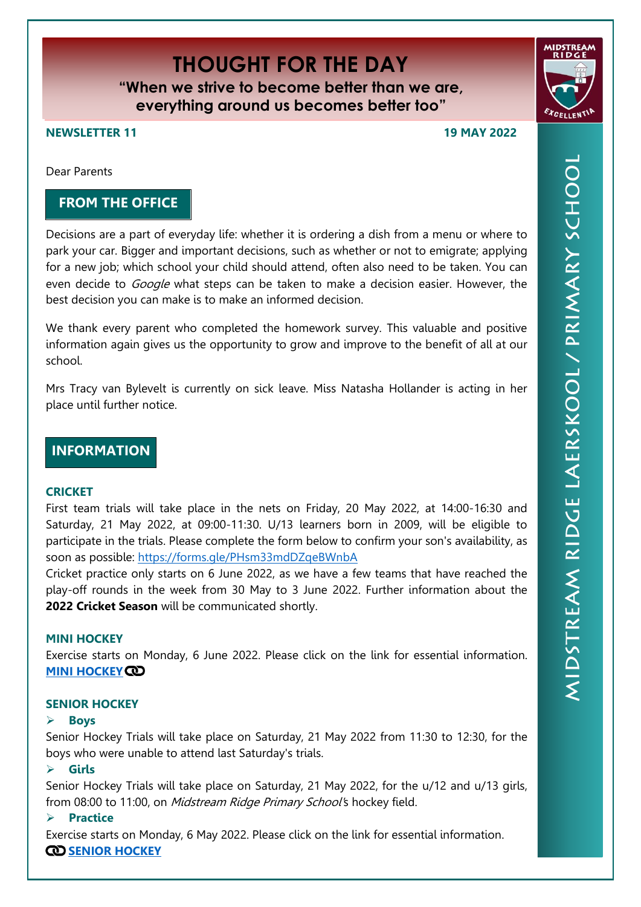# THOUGHT FOR THE DAY

**"When we strive to become better than we are, everything around us becomes better too"**

**NEWSLETTER 11** **19 MAY 2022**

Dear Parents

## FROM THE OFFICE

Decisions are a part of everyday life: whether it is ordering a dish from a menu or where to park your car. Bigger and important decisions, such as whether or not to emigrate; applying for a new job; which school your child should attend, often also need to be taken. You can even decide to *Google* what steps can be taken to make a decision easier. However, the best decision you can make is to make an informed decision.

We thank every parent who completed the homework survey. This valuable and positive information again gives us the opportunity to grow and improve to the benefit of all at our school.

Mrs Tracy van Bylevelt is currently on sick leave. Miss Natasha Hollander is acting in her place until further notice.

## INFORMATION

### CRICKET

First team trials will take place in the nets on Friday, 20 May 2022, at 14:00-16:30 and Saturday, 21 May 2022, at 09:00-11:30. U/13 learners born in 2009, will be eligible to participate in the trials. Please complete the form below to confirm your son's availability, as soon as possible: https://forms.gle/PHsm33mdDZqeBWnbA

Cricket practice only starts on 6 June 2022, as we have a few teams that have reached the play-off rounds in the week from 30 May to 3 June 2022. Further information about the **2022 Cricket Season** will be communicated shortly.

### MINI HOCKEY

Exercise starts on Monday, 6 June 2022. Please click on the link for essential information. **MINI HOCKEY**

### SENIOR HOCKEY

- **Boys**

Senior Hockey Trials will take place on Saturday, 21 May 2022 from 11:30 to 12:30, for the boys who were unable to attend last Saturday's trials.

- **Girls**

Senior Hockey Trials will take place on Saturday, 21 May 2022, for the u/12 and u/13 girls, from 08:00 to 11:00, on *Midstream Ridge Primary School*'s hockey field.

- **Practice**

Exercise starts on Monday, 6 May 2022. Please click on the link for essential information.
**SENIOR HOCKEY**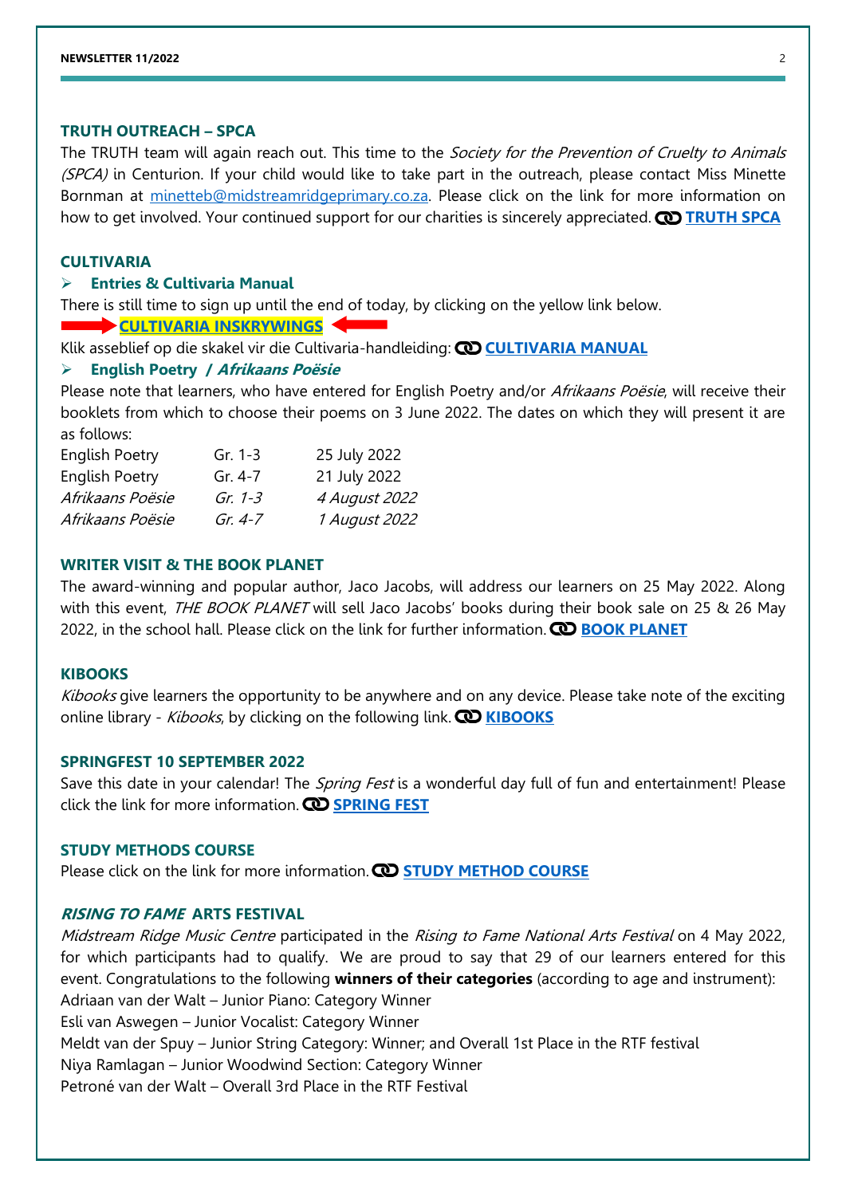## TRUTH OUTREACH – SPCA

The TRUTH team will again reach out. This time to the *Society for the Prevention of Cruelty to Animals (SPCA)* in Centurion. If your child would like to take part in the outreach, please contact Miss Minette Bornman at minetteb@midstreamridgeprimary.co.za. Please click on the link for more information on how to get involved. Your continued support for our charities is sincerely appreciated. **TRUTH SPCA**

## CULTIVARIA

- **Entries & Cultivaria Manual**

There is still time to sign up until the end of today, by clicking on the yellow link below.

➡ **CULTIVARIA INSKRYWINGS** ⬅

Klik asseblief op die skakel vir die Cultivaria-handleiding: **CULTIVARIA MANUAL**

- **English Poetry / *Afrikaans Poësie***

Please note that learners, who have entered for English Poetry and/or *Afrikaans Poësie*, will receive their booklets from which to choose their poems on 3 June 2022. The dates on which they will present it are as follows:

| | | |
|---|---|---|
| English Poetry | Gr. 1-3 | 25 July 2022 |
| English Poetry | Gr. 4-7 | 21 July 2022 |
| *Afrikaans Poësie* | *Gr. 1-3* | *4 August 2022* |
| *Afrikaans Poësie* | *Gr. 4-7* | *1 August 2022* |

## WRITER VISIT & THE BOOK PLANET

The award-winning and popular author, Jaco Jacobs, will address our learners on 25 May 2022. Along with this event, *THE BOOK PLANET* will sell Jaco Jacobs' books during their book sale on 25 & 26 May 2022, in the school hall. Please click on the link for further information. **BOOK PLANET**

## KIBOOKS

*Kibooks* give learners the opportunity to be anywhere and on any device. Please take note of the exciting online library - *Kibooks*, by clicking on the following link. **KIBOOKS**

## SPRINGFEST 10 SEPTEMBER 2022

Save this date in your calendar! The *Spring Fest* is a wonderful day full of fun and entertainment! Please click the link for more information. **SPRING FEST**

## STUDY METHODS COURSE

Please click on the link for more information. **STUDY METHOD COURSE**

## *RISING TO FAME* ARTS FESTIVAL

*Midstream Ridge Music Centre* participated in the *Rising to Fame National Arts Festival* on 4 May 2022, for which participants had to qualify. We are proud to say that 29 of our learners entered for this event. Congratulations to the following **winners of their categories** (according to age and instrument):

Adriaan van der Walt – Junior Piano: Category Winner
Esli van Aswegen – Junior Vocalist: Category Winner
Meldt van der Spuy – Junior String Category: Winner; and Overall 1st Place in the RTF festival
Niya Ramlagan – Junior Woodwind Section: Category Winner
Petroné van der Walt – Overall 3rd Place in the RTF Festival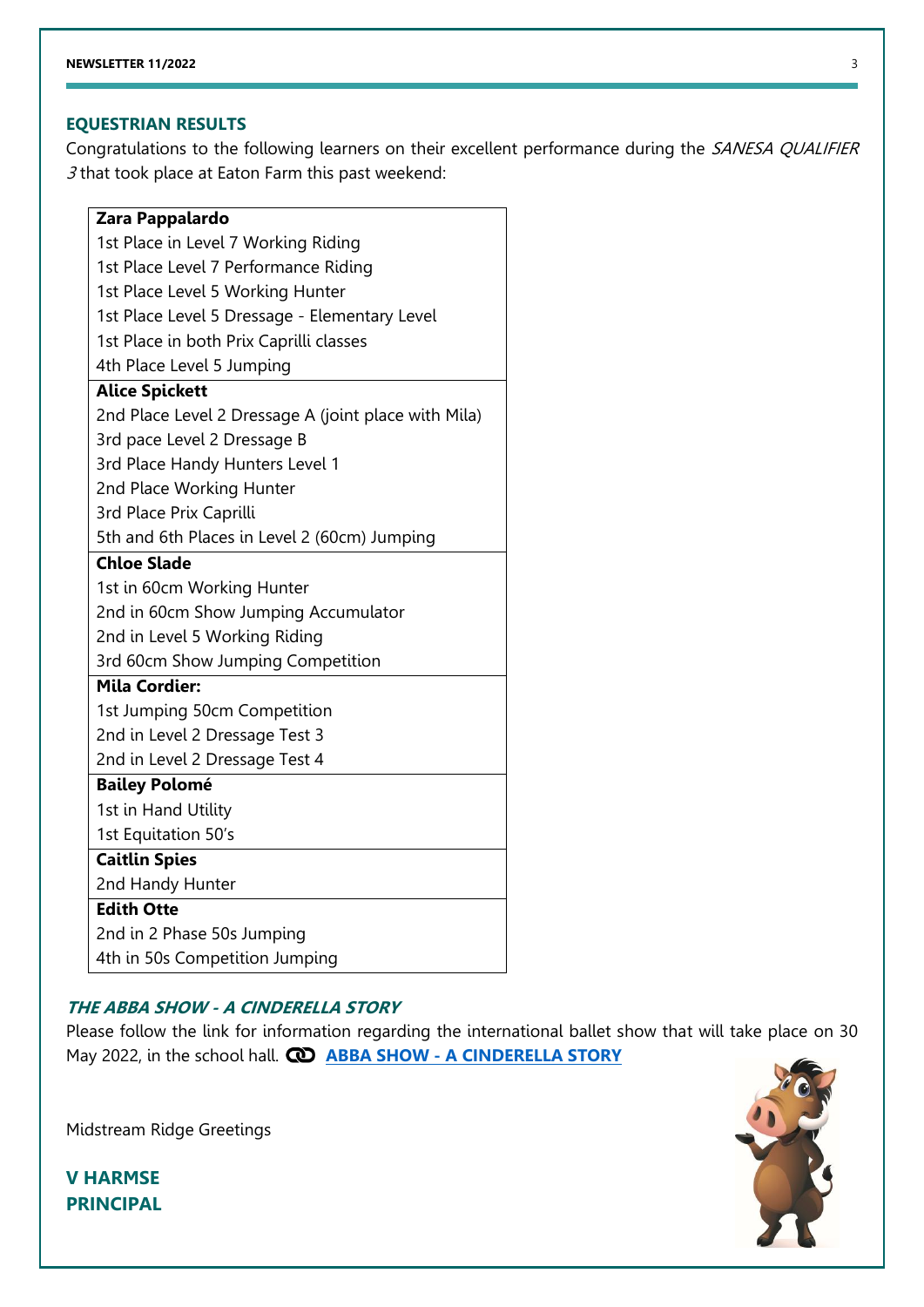## EQUESTRIAN RESULTS

Congratulations to the following learners on their excellent performance during the *SANESA QUALIFIER 3* that took place at Eaton Farm this past weekend:

| |
|---|
| **Zara Pappalardo** |
| 1st Place in Level 7 Working Riding |
| 1st Place Level 7 Performance Riding |
| 1st Place Level 5 Working Hunter |
| 1st Place Level 5 Dressage - Elementary Level |
| 1st Place in both Prix Caprilli classes |
| 4th Place Level 5 Jumping |
| **Alice Spickett** |
| 2nd Place Level 2 Dressage A (joint place with Mila) |
| 3rd pace Level 2 Dressage B |
| 3rd Place Handy Hunters Level 1 |
| 2nd Place Working Hunter |
| 3rd Place Prix Caprilli |
| 5th and 6th Places in Level 2 (60cm) Jumping |
| **Chloe Slade** |
| 1st in 60cm Working Hunter |
| 2nd in 60cm Show Jumping Accumulator |
| 2nd in Level 5 Working Riding |
| 3rd 60cm Show Jumping Competition |
| **Mila Cordier:** |
| 1st Jumping 50cm Competition |
| 2nd in Level 2 Dressage Test 3 |
| 2nd in Level 2 Dressage Test 4 |
| **Bailey Polomé** |
| 1st in Hand Utility |
| 1st Equitation 50's |
| **Caitlin Spies** |
| 2nd Handy Hunter |
| **Edith Otte** |
| 2nd in 2 Phase 50s Jumping |
| 4th in 50s Competition Jumping |

### *THE ABBA SHOW - A CINDERELLA STORY*

Please follow the link for information regarding the international ballet show that will take place on 30 May 2022, in the school hall. **ABBA SHOW - A CINDERELLA STORY**

Midstream Ridge Greetings

**V HARMSE**
**PRINCIPAL**